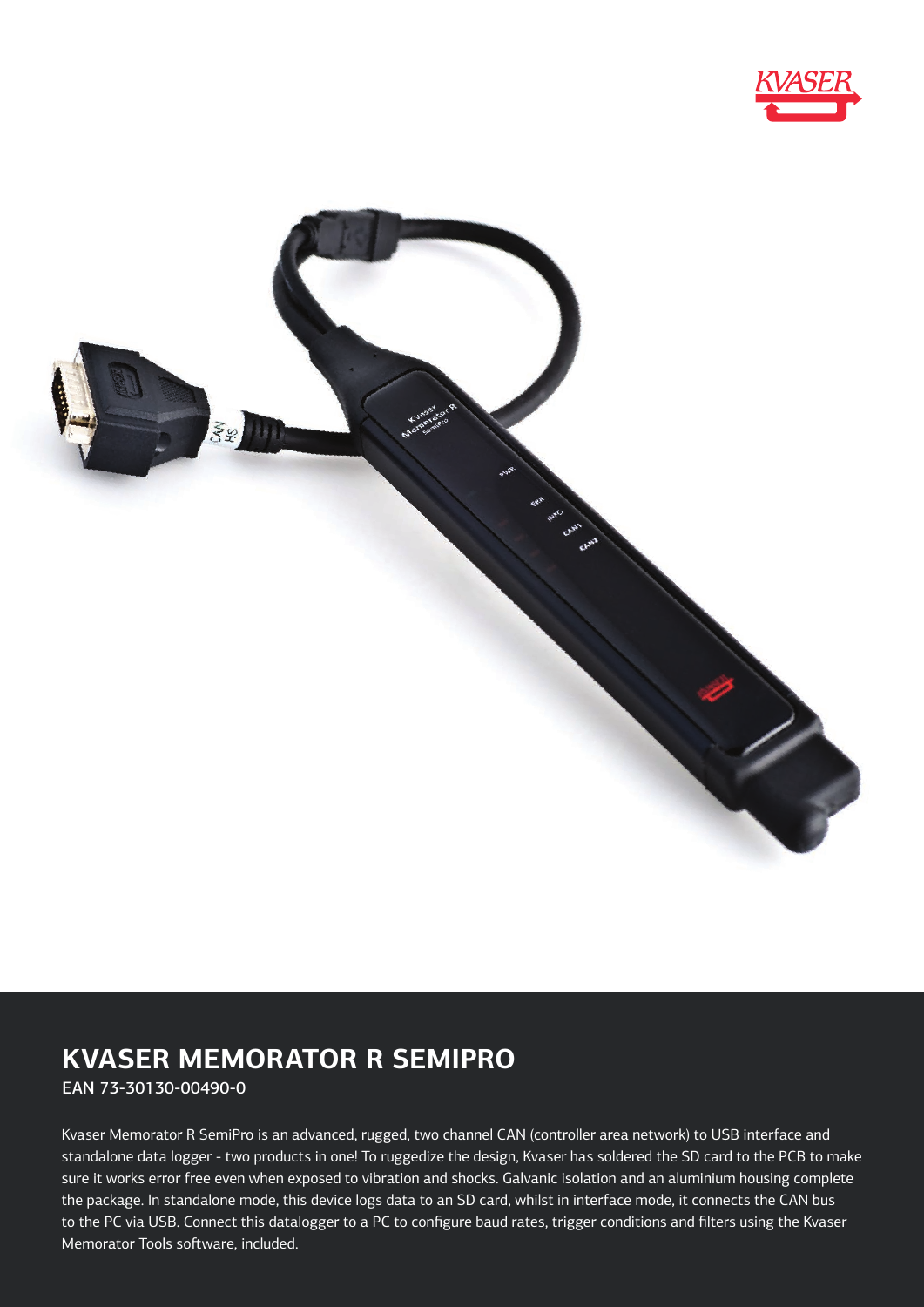# KVASER MEMORATOR R SEMIPRO

EAN 73-30130-00490-0

Kvaser Memorator R SemiPro is an advanced, rugged, two channel CAN (controller area network) to USB interface and standalone data logger - two products in one! To ruggedize the design, Kvaser has soldered the SD card to the PCB to make sure it works error free even when exposed to vibration and shocks. Galvanic isolation and an aluminium housing complete the package. In standalone mode, this device logs data to an SD card, whilst in interface mode, it connects the CAN bus to the PC via USB. Connect this datalogger to a PC to configure baud rates, trigger conditions and filters using the Kvaser Memorator Tools software, included.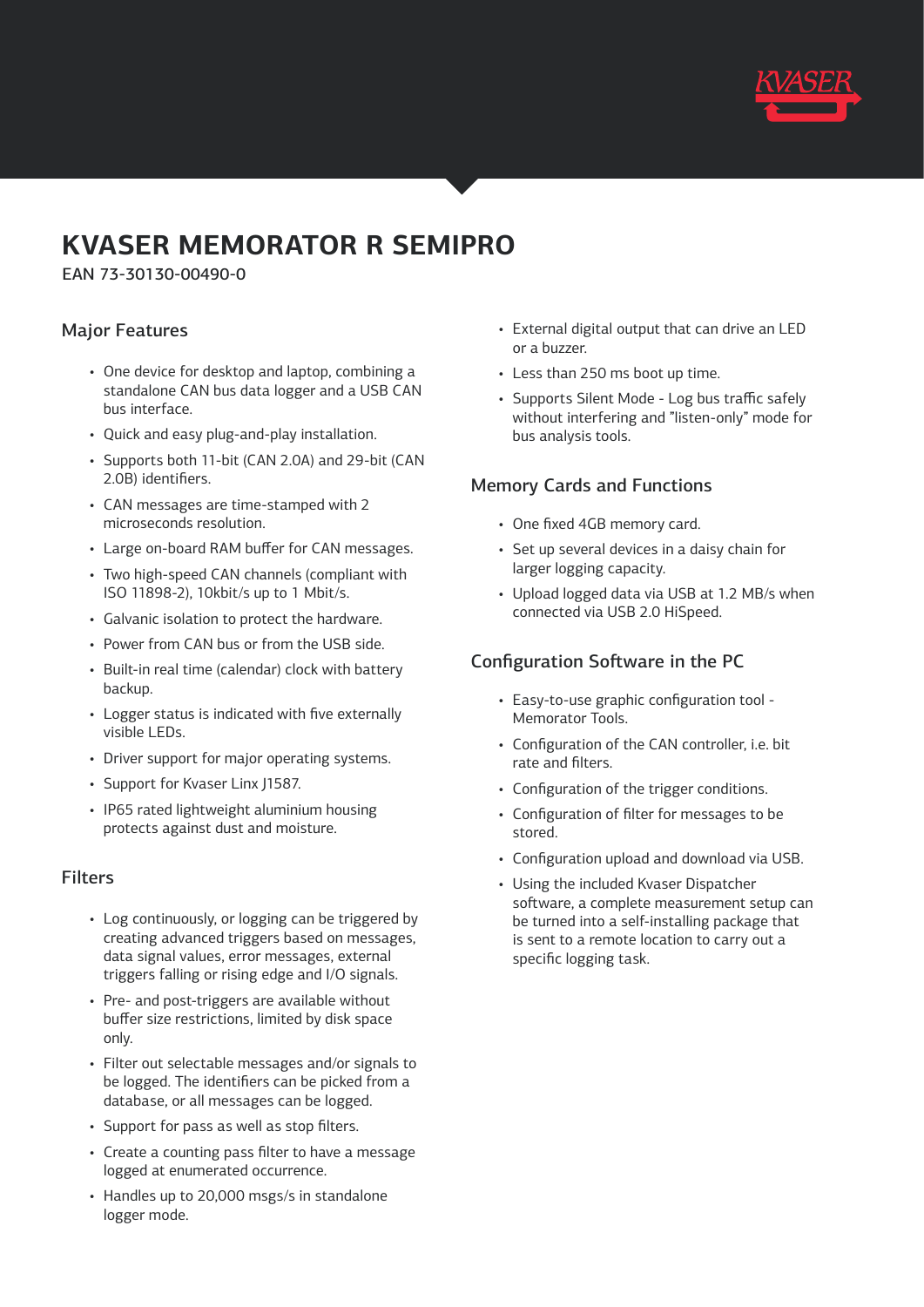# KVASER MEMORATOR R SEMIPRO

EAN 73-30130-00490-0

## Major Features

- One device for desktop and laptop, combining a standalone CAN bus data logger and a USB CAN bus interface.
- Quick and easy plug-and-play installation.
- Supports both 11-bit (CAN 2.0A) and 29-bit (CAN 2.0B) identifiers.
- CAN messages are time-stamped with 2 microseconds resolution.
- Large on-board RAM buffer for CAN messages.
- Two high-speed CAN channels (compliant with ISO 11898-2), 10kbit/s up to 1 Mbit/s.
- Galvanic isolation to protect the hardware.
- Power from CAN bus or from the USB side.
- Built-in real time (calendar) clock with battery backup.
- Logger status is indicated with five externally visible LEDs.
- Driver support for major operating systems.
- Support for Kvaser Linx J1587.
- IP65 rated lightweight aluminium housing protects against dust and moisture.

## Filters

- Log continuously, or logging can be triggered by creating advanced triggers based on messages, data signal values, error messages, external triggers falling or rising edge and I/O signals.
- Pre- and post-triggers are available without buffer size restrictions, limited by disk space only.
- Filter out selectable messages and/or signals to be logged. The identifiers can be picked from a database, or all messages can be logged.
- Support for pass as well as stop filters.
- Create a counting pass filter to have a message logged at enumerated occurrence.
- Handles up to 20,000 msgs/s in standalone logger mode.
- External digital output that can drive an LED or a buzzer.
- Less than 250 ms boot up time.
- Supports Silent Mode - Log bus traffic safely without interfering and "listen-only" mode for bus analysis tools.

## Memory Cards and Functions

- One fixed 4GB memory card.
- Set up several devices in a daisy chain for larger logging capacity.
- Upload logged data via USB at 1.2 MB/s when connected via USB 2.0 HiSpeed.

## Configuration Software in the PC

- Easy-to-use graphic configuration tool - Memorator Tools.
- Configuration of the CAN controller, i.e. bit rate and filters.
- Configuration of the trigger conditions.
- Configuration of filter for messages to be stored.
- Configuration upload and download via USB.
- Using the included Kvaser Dispatcher software, a complete measurement setup can be turned into a self-installing package that is sent to a remote location to carry out a specific logging task.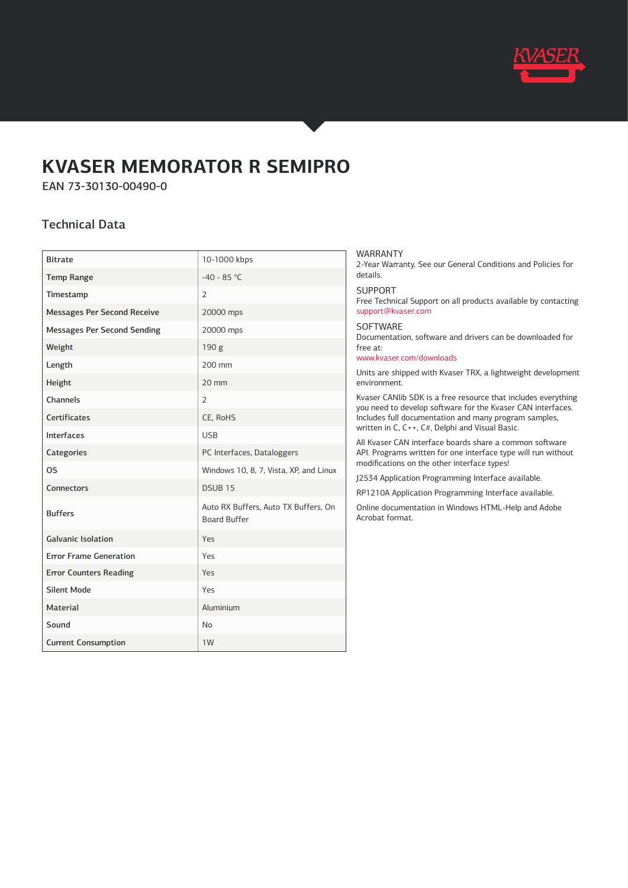# KVASER MEMORATOR R SEMIPRO

EAN 73-30130-00490-0

## Technical Data

| | |
|---|---|
| Bitrate | 10-1000 kbps |
| Temp Range | -40 - 85 °C |
| Timestamp | 2 |
| Messages Per Second Receive | 20000 mps |
| Messages Per Second Sending | 20000 mps |
| Weight | 190 g |
| Length | 200 mm |
| Height | 20 mm |
| Channels | 2 |
| Certificates | CE, RoHS |
| Interfaces | USB |
| Categories | PC Interfaces, Dataloggers |
| OS | Windows 10, 8, 7, Vista, XP, and Linux |
| Connectors | DSUB 15 |
| Buffers | Auto RX Buffers, Auto TX Buffers, On Board Buffer |
| Galvanic Isolation | Yes |
| Error Frame Generation | Yes |
| Error Counters Reading | Yes |
| Silent Mode | Yes |
| Material | Aluminium |
| Sound | No |
| Current Consumption | 1W |

WARRANTY

2-Year Warranty. See our General Conditions and Policies for details.

SUPPORT

Free Technical Support on all products available by contacting support@kvaser.com

SOFTWARE

Documentation, software and drivers can be downloaded for free at:
www.kvaser.com/downloads

Units are shipped with Kvaser TRX, a lightweight development environment.

Kvaser CANlib SDK is a free resource that includes everything you need to develop software for the Kvaser CAN interfaces. Includes full documentation and many program samples, written in C, C++, C#, Delphi and Visual Basic.

All Kvaser CAN interface boards share a common software API. Programs written for one interface type will run without modifications on the other interface types!

J2534 Application Programming Interface available.

RP1210A Application Programming Interface available.

Online documentation in Windows HTML-Help and Adobe Acrobat format.